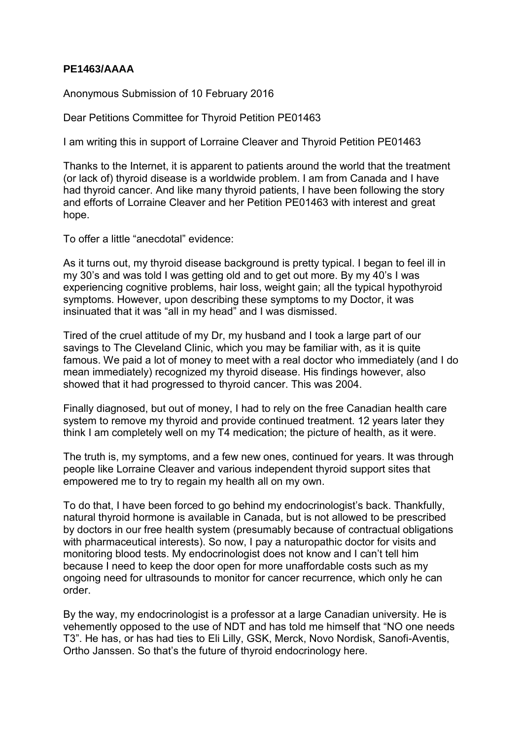**PE1463/AAAA**

Anonymous Submission of 10 February 2016

Dear Petitions Committee for Thyroid Petition PE01463

I am writing this in support of Lorraine Cleaver and Thyroid Petition PE01463

Thanks to the Internet, it is apparent to patients around the world that the treatment (or lack of) thyroid disease is a worldwide problem. I am from Canada and I have had thyroid cancer. And like many thyroid patients, I have been following the story and efforts of Lorraine Cleaver and her Petition PE01463 with interest and great hope.

To offer a little "anecdotal" evidence:

As it turns out, my thyroid disease background is pretty typical. I began to feel ill in my 30's and was told I was getting old and to get out more. By my 40's I was experiencing cognitive problems, hair loss, weight gain; all the typical hypothyroid symptoms. However, upon describing these symptoms to my Doctor, it was insinuated that it was "all in my head" and I was dismissed.

Tired of the cruel attitude of my Dr, my husband and I took a large part of our savings to The Cleveland Clinic, which you may be familiar with, as it is quite famous. We paid a lot of money to meet with a real doctor who immediately (and I do mean immediately) recognized my thyroid disease. His findings however, also showed that it had progressed to thyroid cancer. This was 2004.

Finally diagnosed, but out of money, I had to rely on the free Canadian health care system to remove my thyroid and provide continued treatment. 12 years later they think I am completely well on my T4 medication; the picture of health, as it were.

The truth is, my symptoms, and a few new ones, continued for years. It was through people like Lorraine Cleaver and various independent thyroid support sites that empowered me to try to regain my health all on my own.

To do that, I have been forced to go behind my endocrinologist's back. Thankfully, natural thyroid hormone is available in Canada, but is not allowed to be prescribed by doctors in our free health system (presumably because of contractual obligations with pharmaceutical interests). So now, I pay a naturopathic doctor for visits and monitoring blood tests. My endocrinologist does not know and I can't tell him because I need to keep the door open for more unaffordable costs such as my ongoing need for ultrasounds to monitor for cancer recurrence, which only he can order.

By the way, my endocrinologist is a professor at a large Canadian university. He is vehemently opposed to the use of NDT and has told me himself that "NO one needs T3". He has, or has had ties to Eli Lilly, GSK, Merck, Novo Nordisk, Sanofi-Aventis, Ortho Janssen. So that's the future of thyroid endocrinology here.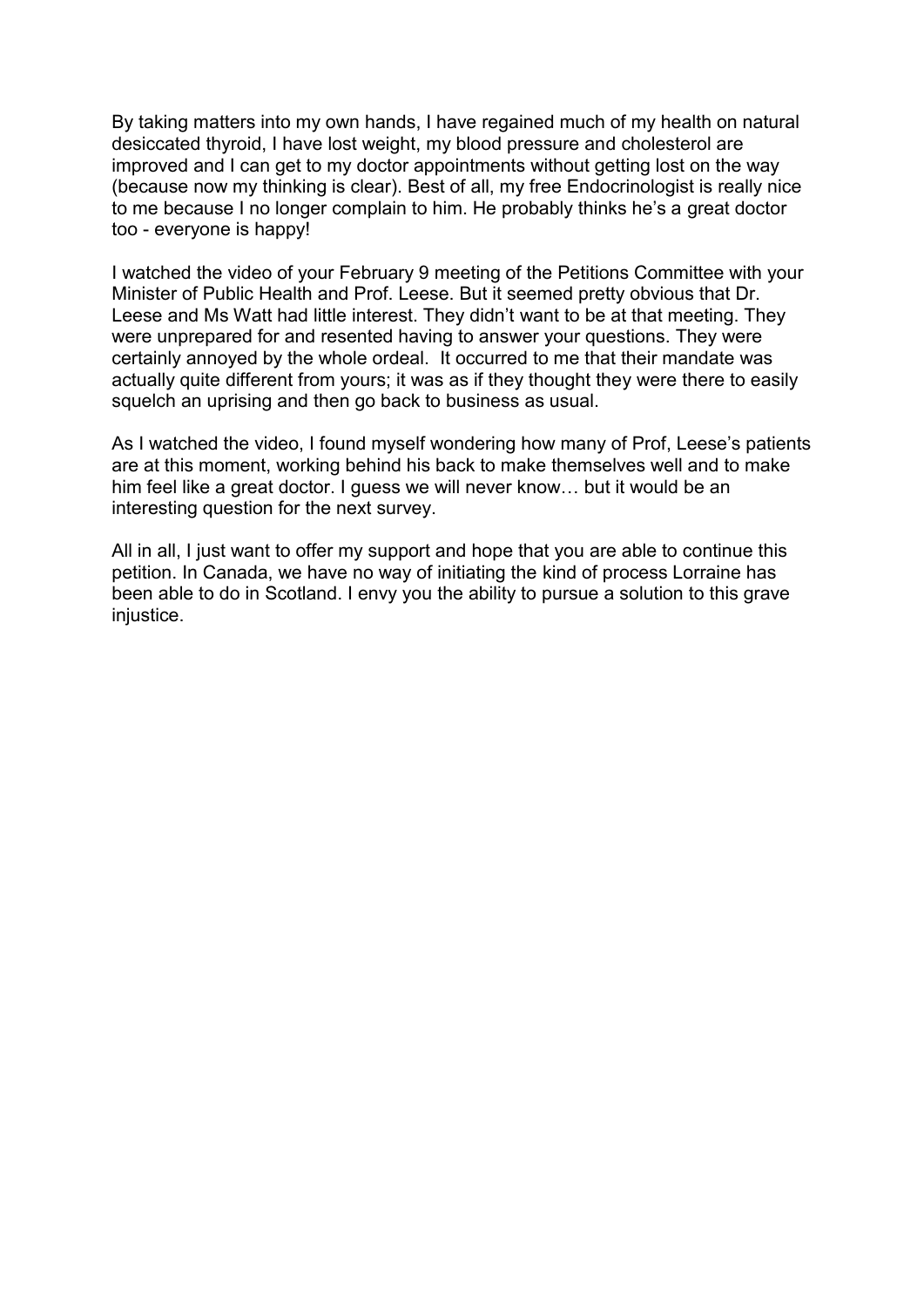By taking matters into my own hands, I have regained much of my health on natural desiccated thyroid, I have lost weight, my blood pressure and cholesterol are improved and I can get to my doctor appointments without getting lost on the way (because now my thinking is clear). Best of all, my free Endocrinologist is really nice to me because I no longer complain to him. He probably thinks he's a great doctor too - everyone is happy!

I watched the video of your February 9 meeting of the Petitions Committee with your Minister of Public Health and Prof. Leese. But it seemed pretty obvious that Dr. Leese and Ms Watt had little interest. They didn't want to be at that meeting. They were unprepared for and resented having to answer your questions. They were certainly annoyed by the whole ordeal. It occurred to me that their mandate was actually quite different from yours; it was as if they thought they were there to easily squelch an uprising and then go back to business as usual.

As I watched the video, I found myself wondering how many of Prof, Leese's patients are at this moment, working behind his back to make themselves well and to make him feel like a great doctor. I guess we will never know… but it would be an interesting question for the next survey.

All in all, I just want to offer my support and hope that you are able to continue this petition. In Canada, we have no way of initiating the kind of process Lorraine has been able to do in Scotland. I envy you the ability to pursue a solution to this grave injustice.